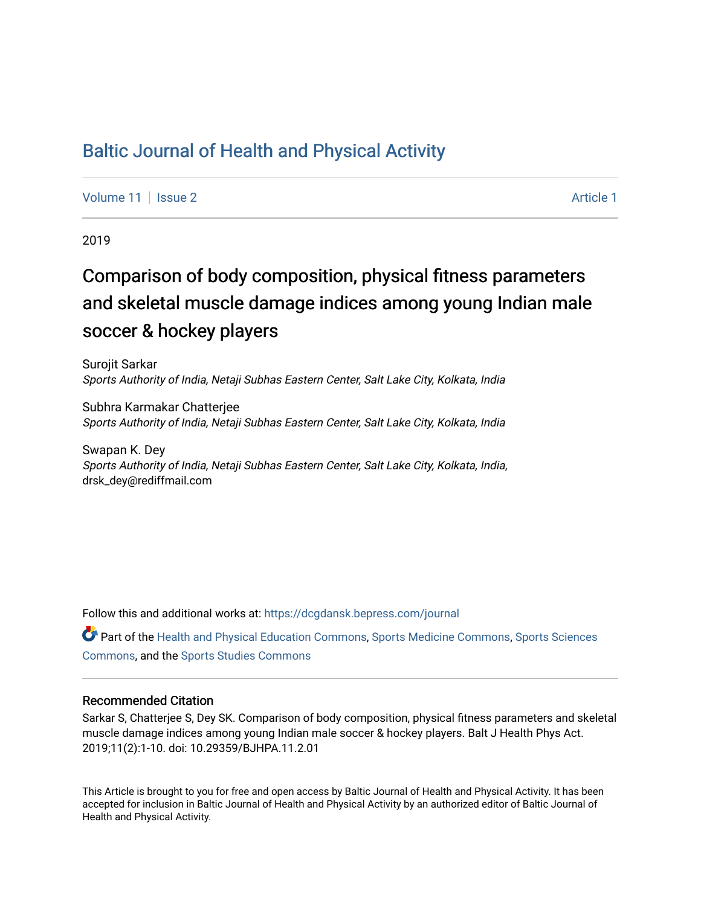# Baltic Journal of Health and Physical Activity

Volume 11 | Issue 2 | Article 1

2019

## Comparison of body composition, physical fitness parameters and skeletal muscle damage indices among young Indian male soccer & hockey players

Surojit Sarkar
*Sports Authority of India, Netaji Subhas Eastern Center, Salt Lake City, Kolkata, India*

Subhra Karmakar Chatterjee
*Sports Authority of India, Netaji Subhas Eastern Center, Salt Lake City, Kolkata, India*

Swapan K. Dey
*Sports Authority of India, Netaji Subhas Eastern Center, Salt Lake City, Kolkata, India*, drsk_dey@rediffmail.com

Follow this and additional works at: https://dcgdansk.bepress.com/journal

Part of the Health and Physical Education Commons, Sports Medicine Commons, Sports Sciences Commons, and the Sports Studies Commons

### Recommended Citation

Sarkar S, Chatterjee S, Dey SK. Comparison of body composition, physical fitness parameters and skeletal muscle damage indices among young Indian male soccer & hockey players. Balt J Health Phys Act. 2019;11(2):1-10. doi: 10.29359/BJHPA.11.2.01

This Article is brought to you for free and open access by Baltic Journal of Health and Physical Activity. It has been accepted for inclusion in Baltic Journal of Health and Physical Activity by an authorized editor of Baltic Journal of Health and Physical Activity.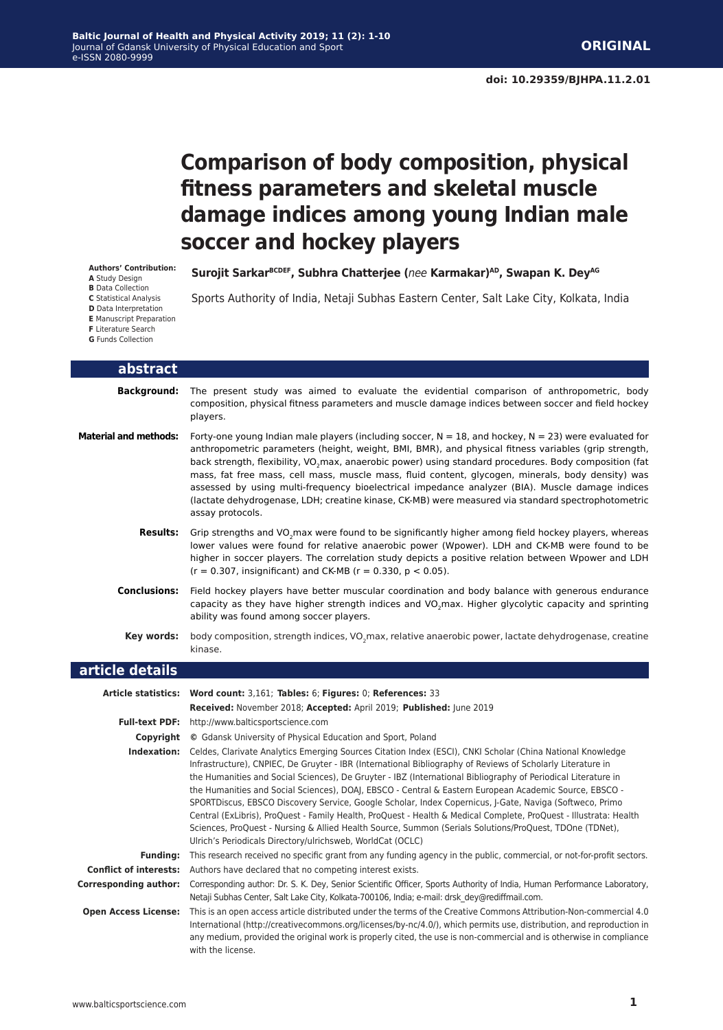# Comparison of body composition, physical fitness parameters and skeletal muscle damage indices among young Indian male soccer and hockey players

**Authors' Contribution:**
**A** Study Design
**B** Data Collection
**C** Statistical Analysis
**D** Data Interpretation
**E** Manuscript Preparation
**F** Literature Search
**G** Funds Collection

**Surojit Sarkar[BCDEF], Subhra Chatterjee (*nee* Karmakar)[AD], Swapan K. Dey[AG]**

Sports Authority of India, Netaji Subhas Eastern Center, Salt Lake City, Kolkata, India

## abstract

**Background:** The present study was aimed to evaluate the evidential comparison of anthropometric, body composition, physical fitness parameters and muscle damage indices between soccer and field hockey players.

**Material and methods:** Forty-one young Indian male players (including soccer, N = 18, and hockey, N = 23) were evaluated for anthropometric parameters (height, weight, BMI, BMR), and physical fitness variables (grip strength, back strength, flexibility, $VO_2$max, anaerobic power) using standard procedures. Body composition (fat mass, fat free mass, cell mass, muscle mass, fluid content, glycogen, minerals, body density) was assessed by using multi-frequency bioelectrical impedance analyzer (BIA). Muscle damage indices (lactate dehydrogenase, LDH; creatine kinase, CK-MB) were measured via standard spectrophotometric assay protocols.

**Results:** Grip strengths and $VO_2$max were found to be significantly higher among field hockey players, whereas lower values were found for relative anaerobic power (Wpower). LDH and CK-MB were found to be higher in soccer players. The correlation study depicts a positive relation between Wpower and LDH (r = 0.307, insignificant) and CK-MB (r = 0.330, $p < 0.05$).

**Conclusions:** Field hockey players have better muscular coordination and body balance with generous endurance capacity as they have higher strength indices and $VO_2$max. Higher glycolytic capacity and sprinting ability was found among soccer players.

**Key words:** body composition, strength indices, $VO_2$max, relative anaerobic power, lactate dehydrogenase, creatine kinase.

## article details

**Article statistics:** **Word count:** 3,161; **Tables:** 6; **Figures:** 0; **References:** 33
**Received:** November 2018; **Accepted:** April 2019; **Published:** June 2019

**Full-text PDF:** http://www.balticsportscience.com

**Copyright** © Gdansk University of Physical Education and Sport, Poland

**Indexation:** Celdes, Clarivate Analytics Emerging Sources Citation Index (ESCI), CNKI Scholar (China National Knowledge Infrastructure), CNPIEC, De Gruyter - IBR (International Bibliography of Reviews of Scholarly Literature in the Humanities and Social Sciences), De Gruyter - IBZ (International Bibliography of Periodical Literature in the Humanities and Social Sciences), DOAJ, EBSCO - Central & Eastern European Academic Source, EBSCO - SPORTDiscus, EBSCO Discovery Service, Google Scholar, Index Copernicus, J-Gate, Naviga (Softweco, Primo Central (ExLibris), ProQuest - Family Health, ProQuest - Health & Medical Complete, ProQuest - Illustrata: Health Sciences, ProQuest - Nursing & Allied Health Source, Summon (Serials Solutions/ProQuest, TDOne (TDNet), Ulrich's Periodicals Directory/ulrichsweb, WorldCat (OCLC)

**Funding:** This research received no specific grant from any funding agency in the public, commercial, or not-for-profit sectors.

**Conflict of interests:** Authors have declared that no competing interest exists.

**Corresponding author:** Corresponding author: Dr. S. K. Dey, Senior Scientific Officer, Sports Authority of India, Human Performance Laboratory, Netaji Subhas Center, Salt Lake City, Kolkata-700106, India; e-mail: drsk_dey@rediffmail.com.

**Open Access License:** This is an open access article distributed under the terms of the Creative Commons Attribution-Non-commercial 4.0 International (http://creativecommons.org/licenses/by-nc/4.0/), which permits use, distribution, and reproduction in any medium, provided the original work is properly cited, the use is non-commercial and is otherwise in compliance with the license.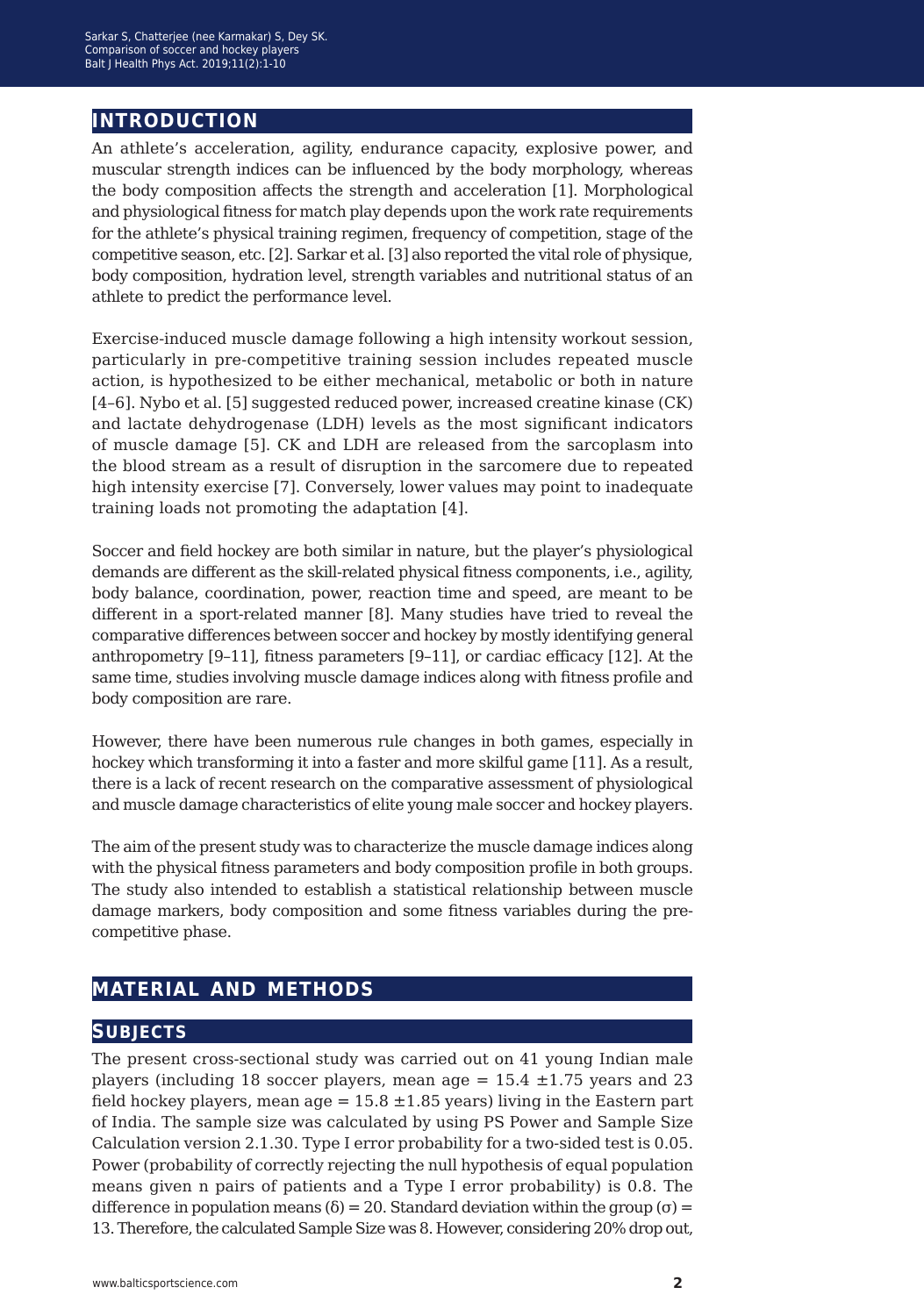## INTRODUCTION

An athlete's acceleration, agility, endurance capacity, explosive power, and muscular strength indices can be influenced by the body morphology, whereas the body composition affects the strength and acceleration [1]. Morphological and physiological fitness for match play depends upon the work rate requirements for the athlete's physical training regimen, frequency of competition, stage of the competitive season, etc. [2]. Sarkar et al. [3] also reported the vital role of physique, body composition, hydration level, strength variables and nutritional status of an athlete to predict the performance level.

Exercise-induced muscle damage following a high intensity workout session, particularly in pre-competitive training session includes repeated muscle action, is hypothesized to be either mechanical, metabolic or both in nature [4–6]. Nybo et al. [5] suggested reduced power, increased creatine kinase (CK) and lactate dehydrogenase (LDH) levels as the most significant indicators of muscle damage [5]. CK and LDH are released from the sarcoplasm into the blood stream as a result of disruption in the sarcomere due to repeated high intensity exercise [7]. Conversely, lower values may point to inadequate training loads not promoting the adaptation [4].

Soccer and field hockey are both similar in nature, but the player's physiological demands are different as the skill-related physical fitness components, i.e., agility, body balance, coordination, power, reaction time and speed, are meant to be different in a sport-related manner [8]. Many studies have tried to reveal the comparative differences between soccer and hockey by mostly identifying general anthropometry [9–11], fitness parameters [9–11], or cardiac efficacy [12]. At the same time, studies involving muscle damage indices along with fitness profile and body composition are rare.

However, there have been numerous rule changes in both games, especially in hockey which transforming it into a faster and more skilful game [11]. As a result, there is a lack of recent research on the comparative assessment of physiological and muscle damage characteristics of elite young male soccer and hockey players.

The aim of the present study was to characterize the muscle damage indices along with the physical fitness parameters and body composition profile in both groups. The study also intended to establish a statistical relationship between muscle damage markers, body composition and some fitness variables during the pre-competitive phase.

## MATERIAL AND METHODS

### SUBJECTS

The present cross-sectional study was carried out on 41 young Indian male players (including 18 soccer players, mean age = 15.4 ±1.75 years and 23 field hockey players, mean age = 15.8 ±1.85 years) living in the Eastern part of India. The sample size was calculated by using PS Power and Sample Size Calculation version 2.1.30. Type I error probability for a two-sided test is 0.05. Power (probability of correctly rejecting the null hypothesis of equal population means given n pairs of patients and a Type I error probability) is 0.8. The difference in population means ($\delta$) = 20. Standard deviation within the group ($\sigma$) = 13. Therefore, the calculated Sample Size was 8. However, considering 20% drop out,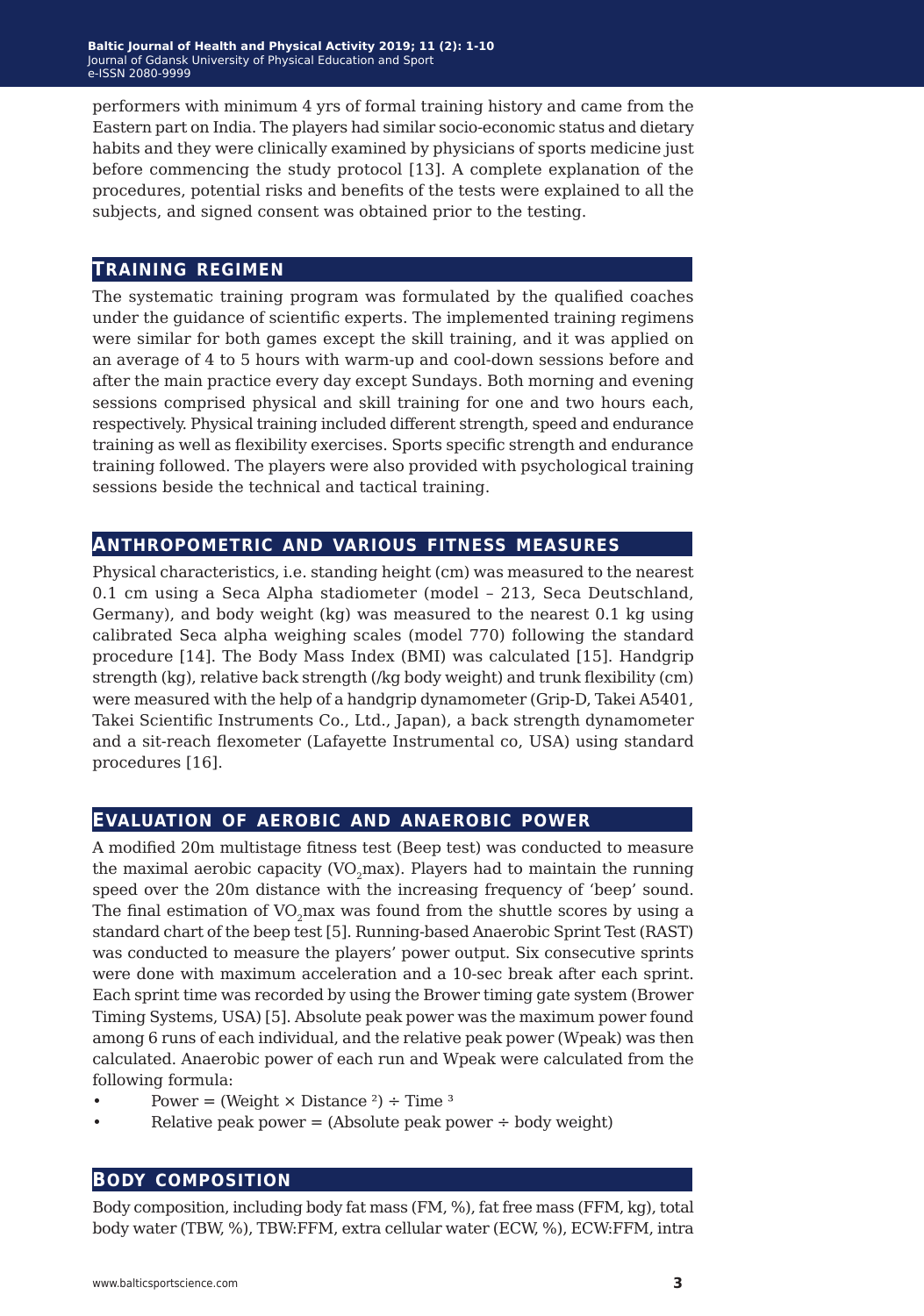performers with minimum 4 yrs of formal training history and came from the Eastern part on India. The players had similar socio-economic status and dietary habits and they were clinically examined by physicians of sports medicine just before commencing the study protocol [13]. A complete explanation of the procedures, potential risks and benefits of the tests were explained to all the subjects, and signed consent was obtained prior to the testing.

## Training regimen

The systematic training program was formulated by the qualified coaches under the guidance of scientific experts. The implemented training regimens were similar for both games except the skill training, and it was applied on an average of 4 to 5 hours with warm-up and cool-down sessions before and after the main practice every day except Sundays. Both morning and evening sessions comprised physical and skill training for one and two hours each, respectively. Physical training included different strength, speed and endurance training as well as flexibility exercises. Sports specific strength and endurance training followed. The players were also provided with psychological training sessions beside the technical and tactical training.

## Anthropometric and various fitness measures

Physical characteristics, i.e. standing height (cm) was measured to the nearest 0.1 cm using a Seca Alpha stadiometer (model – 213, Seca Deutschland, Germany), and body weight (kg) was measured to the nearest 0.1 kg using calibrated Seca alpha weighing scales (model 770) following the standard procedure [14]. The Body Mass Index (BMI) was calculated [15]. Handgrip strength (kg), relative back strength (/kg body weight) and trunk flexibility (cm) were measured with the help of a handgrip dynamometer (Grip-D, Takei A5401, Takei Scientific Instruments Co., Ltd., Japan), a back strength dynamometer and a sit-reach flexometer (Lafayette Instrumental co, USA) using standard procedures [16].

## Evaluation of aerobic and anaerobic power

A modified 20m multistage fitness test (Beep test) was conducted to measure the maximal aerobic capacity ($VO_2max$). Players had to maintain the running speed over the 20m distance with the increasing frequency of 'beep' sound. The final estimation of $VO_2max$ was found from the shuttle scores by using a standard chart of the beep test [5]. Running-based Anaerobic Sprint Test (RAST) was conducted to measure the players' power output. Six consecutive sprints were done with maximum acceleration and a 10-sec break after each sprint. Each sprint time was recorded by using the Brower timing gate system (Brower Timing Systems, USA) [5]. Absolute peak power was the maximum power found among 6 runs of each individual, and the relative peak power (Wpeak) was then calculated. Anaerobic power of each run and Wpeak were calculated from the following formula:

- Power = (Weight × Distance $^2$) ÷ Time $^3$
- Relative peak power = (Absolute peak power ÷ body weight)

## Body composition

Body composition, including body fat mass (FM, %), fat free mass (FFM, kg), total body water (TBW, %), TBW:FFM, extra cellular water (ECW, %), ECW:FFM, intra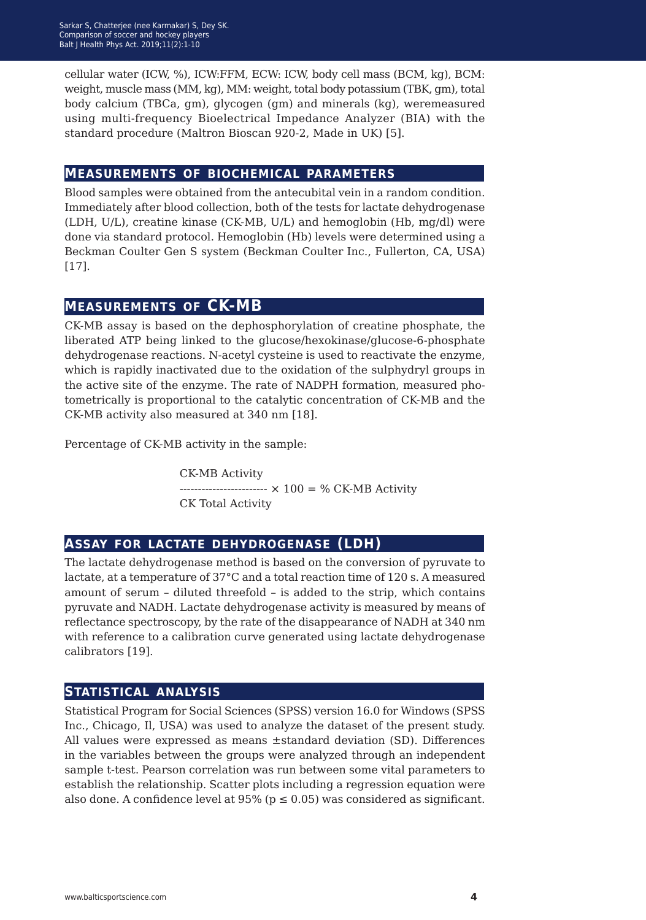cellular water (ICW, %), ICW:FFM, ECW: ICW, body cell mass (BCM, kg), BCM: weight, muscle mass (MM, kg), MM: weight, total body potassium (TBK, gm), total body calcium (TBCa, gm), glycogen (gm) and minerals (kg), weremeasured using multi-frequency Bioelectrical Impedance Analyzer (BIA) with the standard procedure (Maltron Bioscan 920-2, Made in UK) [5].

## Measurements of biochemical parameters

Blood samples were obtained from the antecubital vein in a random condition. Immediately after blood collection, both of the tests for lactate dehydrogenase (LDH, U/L), creatine kinase (CK-MB, U/L) and hemoglobin (Hb, mg/dl) were done via standard protocol. Hemoglobin (Hb) levels were determined using a Beckman Coulter Gen S system (Beckman Coulter Inc., Fullerton, CA, USA) [17].

## Measurements of CK-MB

CK-MB assay is based on the dephosphorylation of creatine phosphate, the liberated ATP being linked to the glucose/hexokinase/glucose-6-phosphate dehydrogenase reactions. N-acetyl cysteine is used to reactivate the enzyme, which is rapidly inactivated due to the oxidation of the sulphydryl groups in the active site of the enzyme. The rate of NADPH formation, measured photometrically is proportional to the catalytic concentration of CK-MB and the CK-MB activity also measured at 340 nm [18].

Percentage of CK-MB activity in the sample:

$$\frac{\text{CK-MB Activity}}{\text{CK Total Activity}} \times 100 = \text{\% CK-MB Activity}$$

## Assay for lactate dehydrogenase (LDH)

The lactate dehydrogenase method is based on the conversion of pyruvate to lactate, at a temperature of 37°C and a total reaction time of 120 s. A measured amount of serum – diluted threefold – is added to the strip, which contains pyruvate and NADH. Lactate dehydrogenase activity is measured by means of reflectance spectroscopy, by the rate of the disappearance of NADH at 340 nm with reference to a calibration curve generated using lactate dehydrogenase calibrators [19].

## Statistical analysis

Statistical Program for Social Sciences (SPSS) version 16.0 for Windows (SPSS Inc., Chicago, Il, USA) was used to analyze the dataset of the present study. All values were expressed as means ±standard deviation (SD). Differences in the variables between the groups were analyzed through an independent sample t-test. Pearson correlation was run between some vital parameters to establish the relationship. Scatter plots including a regression equation were also done. A confidence level at 95% ($p \leq 0.05$) was considered as significant.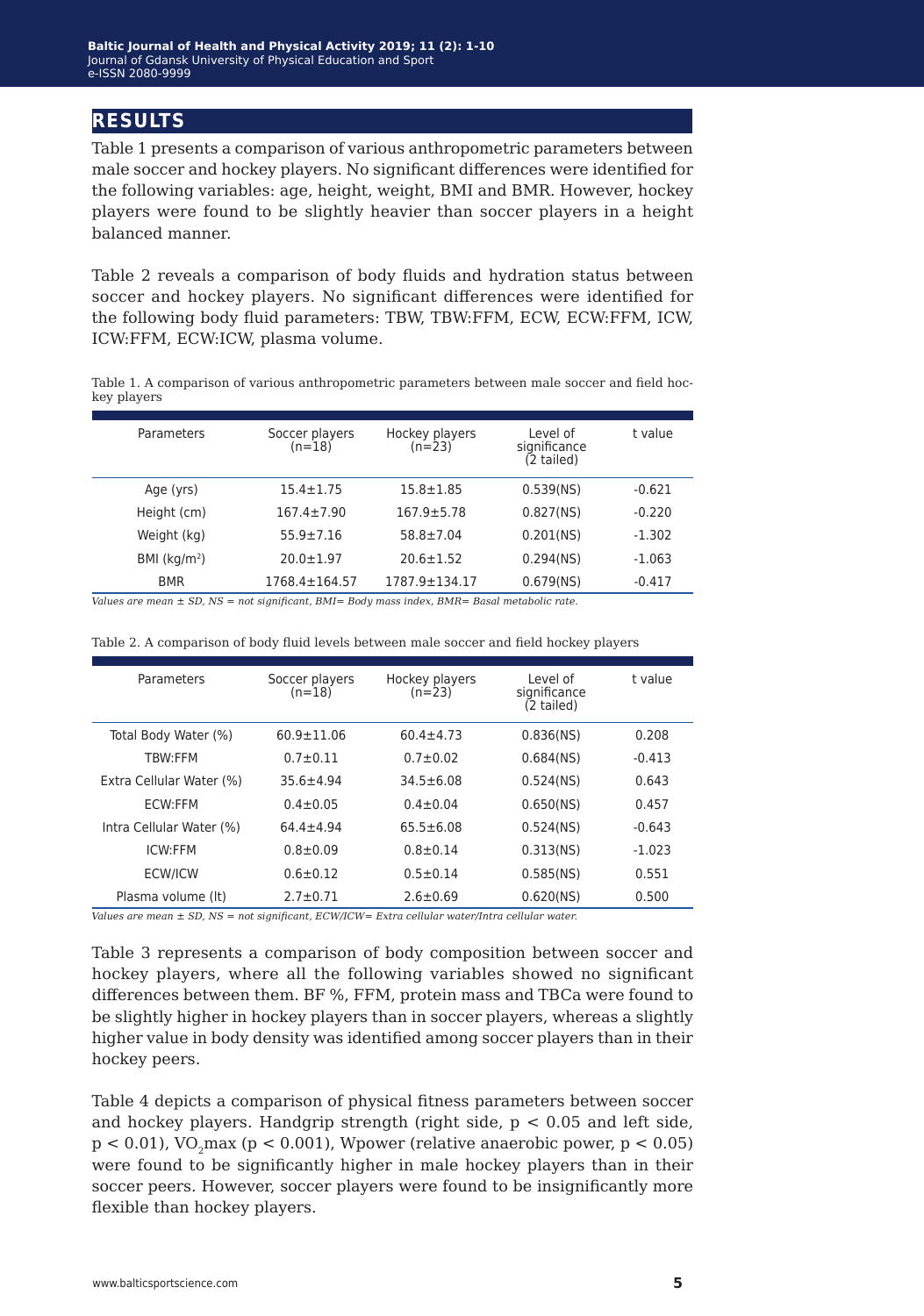## RESULTS

Table 1 presents a comparison of various anthropometric parameters between male soccer and hockey players. No significant differences were identified for the following variables: age, height, weight, BMI and BMR. However, hockey players were found to be slightly heavier than soccer players in a height balanced manner.

Table 2 reveals a comparison of body fluids and hydration status between soccer and hockey players. No significant differences were identified for the following body fluid parameters: TBW, TBW:FFM, ECW, ECW:FFM, ICW, ICW:FFM, ECW:ICW, plasma volume.

Table 1. A comparison of various anthropometric parameters between male soccer and field hockey players

| Parameters | Soccer players (n=18) | Hockey players (n=23) | Level of significance (2 tailed) | t value |
|---|---|---|---|---|
| Age (yrs) | 15.4±1.75 | 15.8±1.85 | 0.539(NS) | -0.621 |
| Height (cm) | 167.4±7.90 | 167.9±5.78 | 0.827(NS) | -0.220 |
| Weight (kg) | 55.9±7.16 | 58.8±7.04 | 0.201(NS) | -1.302 |
| BMI (kg/m$^2$) | 20.0±1.97 | 20.6±1.52 | 0.294(NS) | -1.063 |
| BMR | 1768.4±164.57 | 1787.9±134.17 | 0.679(NS) | -0.417 |

*Values are mean ± SD, NS = not significant, BMI= Body mass index, BMR= Basal metabolic rate.*

Table 2. A comparison of body fluid levels between male soccer and field hockey players

| Parameters | Soccer players (n=18) | Hockey players (n=23) | Level of significance (2 tailed) | t value |
|---|---|---|---|---|
| Total Body Water (%) | 60.9±11.06 | 60.4±4.73 | 0.836(NS) | 0.208 |
| TBW:FFM | 0.7±0.11 | 0.7±0.02 | 0.684(NS) | -0.413 |
| Extra Cellular Water (%) | 35.6±4.94 | 34.5±6.08 | 0.524(NS) | 0.643 |
| ECW:FFM | 0.4±0.05 | 0.4±0.04 | 0.650(NS) | 0.457 |
| Intra Cellular Water (%) | 64.4±4.94 | 65.5±6.08 | 0.524(NS) | -0.643 |
| ICW:FFM | 0.8±0.09 | 0.8±0.14 | 0.313(NS) | -1.023 |
| ECW/ICW | 0.6±0.12 | 0.5±0.14 | 0.585(NS) | 0.551 |
| Plasma volume (lt) | 2.7±0.71 | 2.6±0.69 | 0.620(NS) | 0.500 |

*Values are mean ± SD, NS = not significant, ECW/ICW= Extra cellular water/Intra cellular water.*

Table 3 represents a comparison of body composition between soccer and hockey players, where all the following variables showed no significant differences between them. BF %, FFM, protein mass and TBCa were found to be slightly higher in hockey players than in soccer players, whereas a slightly higher value in body density was identified among soccer players than in their hockey peers.

Table 4 depicts a comparison of physical fitness parameters between soccer and hockey players. Handgrip strength (right side, $p < 0.05$ and left side, $p < 0.01$), $VO_2max$ ($p < 0.001$), Wpower (relative anaerobic power, $p < 0.05$) were found to be significantly higher in male hockey players than in their soccer peers. However, soccer players were found to be insignificantly more flexible than hockey players.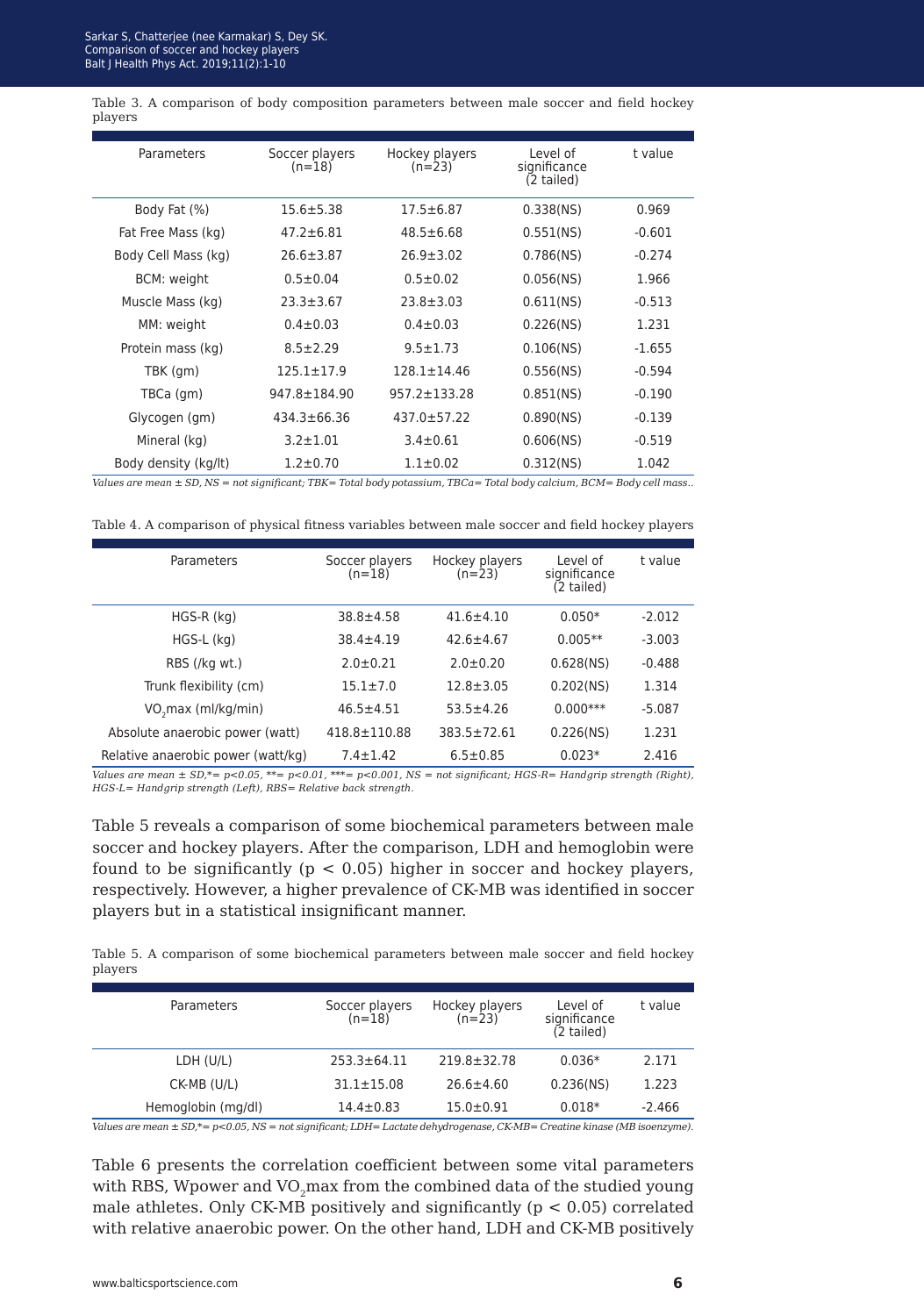Table 3. A comparison of body composition parameters between male soccer and field hockey players

| Parameters | Soccer players (n=18) | Hockey players (n=23) | Level of significance (2 tailed) | t value |
|---|---|---|---|---|
| Body Fat (%) | 15.6±5.38 | 17.5±6.87 | 0.338(NS) | 0.969 |
| Fat Free Mass (kg) | 47.2±6.81 | 48.5±6.68 | 0.551(NS) | -0.601 |
| Body Cell Mass (kg) | 26.6±3.87 | 26.9±3.02 | 0.786(NS) | -0.274 |
| BCM: weight | 0.5±0.04 | 0.5±0.02 | 0.056(NS) | 1.966 |
| Muscle Mass (kg) | 23.3±3.67 | 23.8±3.03 | 0.611(NS) | -0.513 |
| MM: weight | 0.4±0.03 | 0.4±0.03 | 0.226(NS) | 1.231 |
| Protein mass (kg) | 8.5±2.29 | 9.5±1.73 | 0.106(NS) | -1.655 |
| TBK (gm) | 125.1±17.9 | 128.1±14.46 | 0.556(NS) | -0.594 |
| TBCa (gm) | 947.8±184.90 | 957.2±133.28 | 0.851(NS) | -0.190 |
| Glycogen (gm) | 434.3±66.36 | 437.0±57.22 | 0.890(NS) | -0.139 |
| Mineral (kg) | 3.2±1.01 | 3.4±0.61 | 0.606(NS) | -0.519 |
| Body density (kg/lt) | 1.2±0.70 | 1.1±0.02 | 0.312(NS) | 1.042 |

*Values are mean ± SD, NS = not significant; TBK= Total body potassium, TBCa= Total body calcium, BCM= Body cell mass..*

Table 4. A comparison of physical fitness variables between male soccer and field hockey players

| Parameters | Soccer players (n=18) | Hockey players (n=23) | Level of significance (2 tailed) | t value |
|---|---|---|---|---|
| HGS-R (kg) | 38.8±4.58 | 41.6±4.10 | 0.050* | -2.012 |
| HGS-L (kg) | 38.4±4.19 | 42.6±4.67 | 0.005** | -3.003 |
| RBS (/kg wt.) | 2.0±0.21 | 2.0±0.20 | 0.628(NS) | -0.488 |
| Trunk flexibility (cm) | 15.1±7.0 | 12.8±3.05 | 0.202(NS) | 1.314 |
| $VO_2$max (ml/kg/min) | 46.5±4.51 | 53.5±4.26 | 0.000*** | -5.087 |
| Absolute anaerobic power (watt) | 418.8±110.88 | 383.5±72.61 | 0.226(NS) | 1.231 |
| Relative anaerobic power (watt/kg) | 7.4±1.42 | 6.5±0.85 | 0.023* | 2.416 |

*Values are mean ± SD,*= p<0.05, **= p<0.01, ***= p<0.001, NS = not significant; HGS-R= Handgrip strength (Right), HGS-L= Handgrip strength (Left), RBS= Relative back strength.*

Table 5 reveals a comparison of some biochemical parameters between male soccer and hockey players. After the comparison, LDH and hemoglobin were found to be significantly ($p < 0.05$) higher in soccer and hockey players, respectively. However, a higher prevalence of CK-MB was identified in soccer players but in a statistical insignificant manner.

Table 5. A comparison of some biochemical parameters between male soccer and field hockey players

| Parameters | Soccer players (n=18) | Hockey players (n=23) | Level of significance (2 tailed) | t value |
|---|---|---|---|---|
| LDH (U/L) | 253.3±64.11 | 219.8±32.78 | 0.036* | 2.171 |
| CK-MB (U/L) | 31.1±15.08 | 26.6±4.60 | 0.236(NS) | 1.223 |
| Hemoglobin (mg/dl) | 14.4±0.83 | 15.0±0.91 | 0.018* | -2.466 |

*Values are mean ± SD,*= p<0.05, NS = not significant; LDH= Lactate dehydrogenase, CK-MB= Creatine kinase (MB isoenzyme).*

Table 6 presents the correlation coefficient between some vital parameters with RBS, Wpower and $VO_2$max from the combined data of the studied young male athletes. Only CK-MB positively and significantly ($p < 0.05$) correlated with relative anaerobic power. On the other hand, LDH and CK-MB positively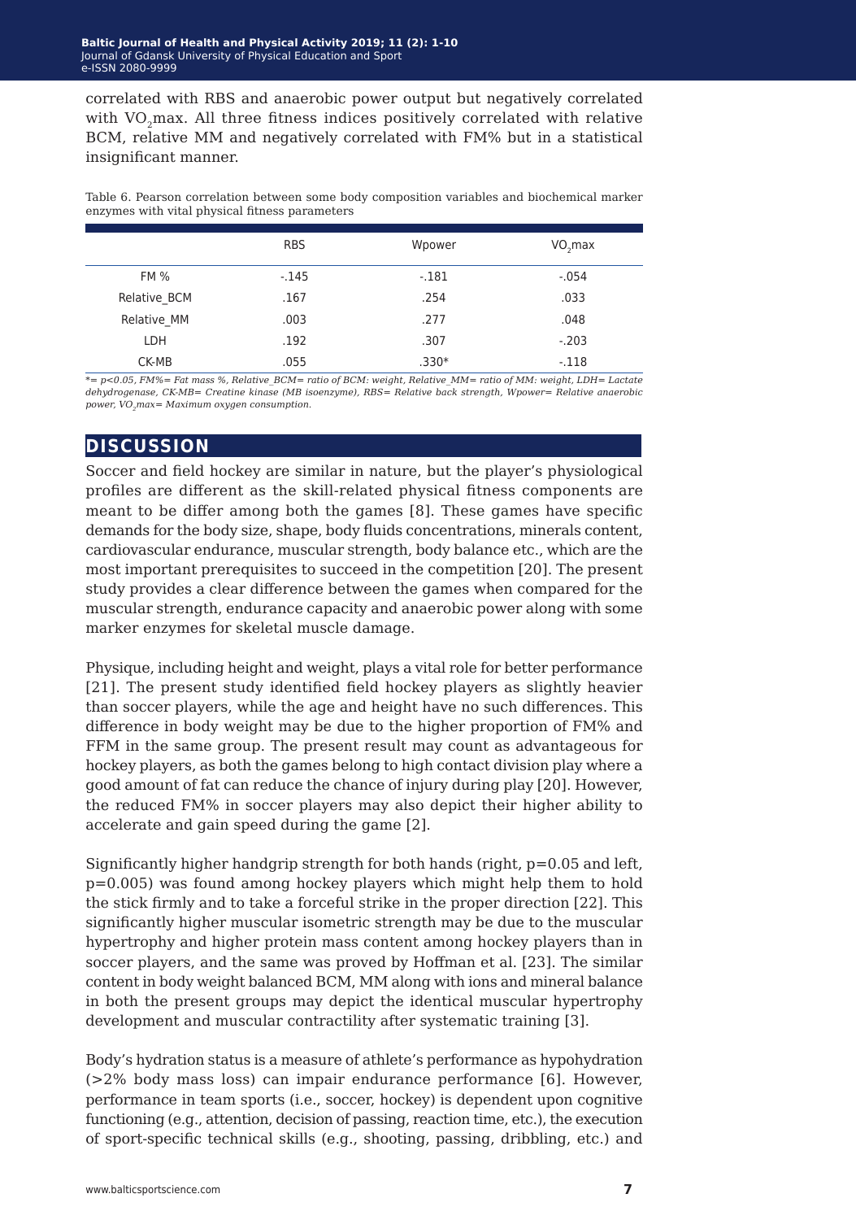correlated with RBS and anaerobic power output but negatively correlated with $VO_2$max. All three fitness indices positively correlated with relative BCM, relative MM and negatively correlated with FM% but in a statistical insignificant manner.

Table 6. Pearson correlation between some body composition variables and biochemical marker enzymes with vital physical fitness parameters

| | RBS | Wpower | $VO_2$max |
|---|---|---|---|
| FM % | -.145 | -.181 | -.054 |
| Relative_BCM | .167 | .254 | .033 |
| Relative_MM | .003 | .277 | .048 |
| LDH | .192 | .307 | -.203 |
| CK-MB | .055 | .330* | -.118 |

*= $p<0.05$, FM%= Fat mass %, Relative_BCM= ratio of BCM: weight, Relative_MM= ratio of MM: weight, LDH= Lactate dehydrogenase, CK-MB= Creatine kinase (MB isoenzyme), RBS= Relative back strength, Wpower= Relative anaerobic power, $VO_2$max= Maximum oxygen consumption.

## DISCUSSION

Soccer and field hockey are similar in nature, but the player's physiological profiles are different as the skill-related physical fitness components are meant to be differ among both the games [8]. These games have specific demands for the body size, shape, body fluids concentrations, minerals content, cardiovascular endurance, muscular strength, body balance etc., which are the most important prerequisites to succeed in the competition [20]. The present study provides a clear difference between the games when compared for the muscular strength, endurance capacity and anaerobic power along with some marker enzymes for skeletal muscle damage.

Physique, including height and weight, plays a vital role for better performance [21]. The present study identified field hockey players as slightly heavier than soccer players, while the age and height have no such differences. This difference in body weight may be due to the higher proportion of FM% and FFM in the same group. The present result may count as advantageous for hockey players, as both the games belong to high contact division play where a good amount of fat can reduce the chance of injury during play [20]. However, the reduced FM% in soccer players may also depict their higher ability to accelerate and gain speed during the game [2].

Significantly higher handgrip strength for both hands (right, p=0.05 and left, p=0.005) was found among hockey players which might help them to hold the stick firmly and to take a forceful strike in the proper direction [22]. This significantly higher muscular isometric strength may be due to the muscular hypertrophy and higher protein mass content among hockey players than in soccer players, and the same was proved by Hoffman et al. [23]. The similar content in body weight balanced BCM, MM along with ions and mineral balance in both the present groups may depict the identical muscular hypertrophy development and muscular contractility after systematic training [3].

Body's hydration status is a measure of athlete's performance as hypohydration (>2% body mass loss) can impair endurance performance [6]. However, performance in team sports (i.e., soccer, hockey) is dependent upon cognitive functioning (e.g., attention, decision of passing, reaction time, etc.), the execution of sport-specific technical skills (e.g., shooting, passing, dribbling, etc.) and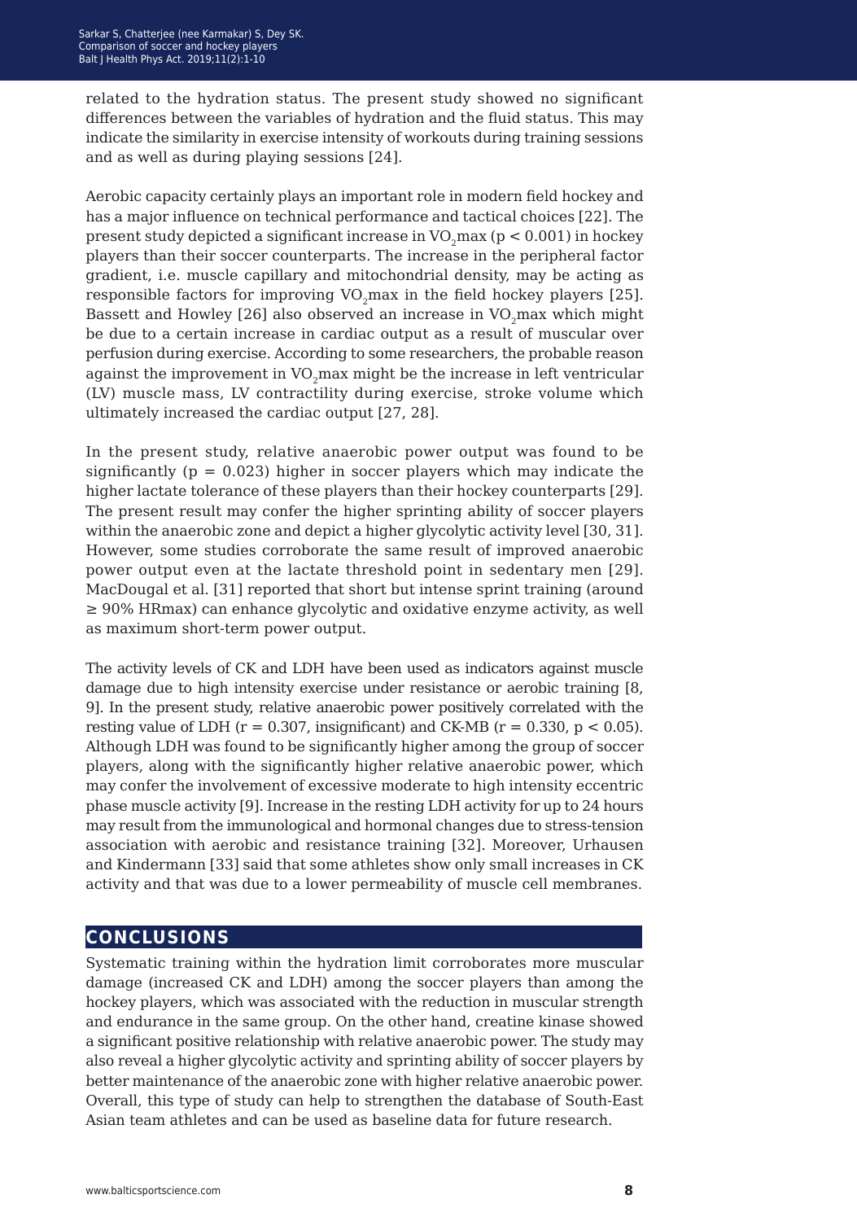related to the hydration status. The present study showed no significant differences between the variables of hydration and the fluid status. This may indicate the similarity in exercise intensity of workouts during training sessions and as well as during playing sessions [24].

Aerobic capacity certainly plays an important role in modern field hockey and has a major influence on technical performance and tactical choices [22]. The present study depicted a significant increase in $VO_2max$ ($p < 0.001$) in hockey players than their soccer counterparts. The increase in the peripheral factor gradient, i.e. muscle capillary and mitochondrial density, may be acting as responsible factors for improving $VO_2max$ in the field hockey players [25]. Bassett and Howley [26] also observed an increase in $VO_2max$ which might be due to a certain increase in cardiac output as a result of muscular over perfusion during exercise. According to some researchers, the probable reason against the improvement in $VO_2max$ might be the increase in left ventricular (LV) muscle mass, LV contractility during exercise, stroke volume which ultimately increased the cardiac output [27, 28].

In the present study, relative anaerobic power output was found to be significantly ($p = 0.023$) higher in soccer players which may indicate the higher lactate tolerance of these players than their hockey counterparts [29]. The present result may confer the higher sprinting ability of soccer players within the anaerobic zone and depict a higher glycolytic activity level [30, 31]. However, some studies corroborate the same result of improved anaerobic power output even at the lactate threshold point in sedentary men [29]. MacDougal et al. [31] reported that short but intense sprint training (around ≥ 90% HRmax) can enhance glycolytic and oxidative enzyme activity, as well as maximum short-term power output.

The activity levels of CK and LDH have been used as indicators against muscle damage due to high intensity exercise under resistance or aerobic training [8, 9]. In the present study, relative anaerobic power positively correlated with the resting value of LDH ($r = 0.307$, insignificant) and CK-MB ($r = 0.330$, $p < 0.05$). Although LDH was found to be significantly higher among the group of soccer players, along with the significantly higher relative anaerobic power, which may confer the involvement of excessive moderate to high intensity eccentric phase muscle activity [9]. Increase in the resting LDH activity for up to 24 hours may result from the immunological and hormonal changes due to stress-tension association with aerobic and resistance training [32]. Moreover, Urhausen and Kindermann [33] said that some athletes show only small increases in CK activity and that was due to a lower permeability of muscle cell membranes.

## CONCLUSIONS

Systematic training within the hydration limit corroborates more muscular damage (increased CK and LDH) among the soccer players than among the hockey players, which was associated with the reduction in muscular strength and endurance in the same group. On the other hand, creatine kinase showed a significant positive relationship with relative anaerobic power. The study may also reveal a higher glycolytic activity and sprinting ability of soccer players by better maintenance of the anaerobic zone with higher relative anaerobic power. Overall, this type of study can help to strengthen the database of South-East Asian team athletes and can be used as baseline data for future research.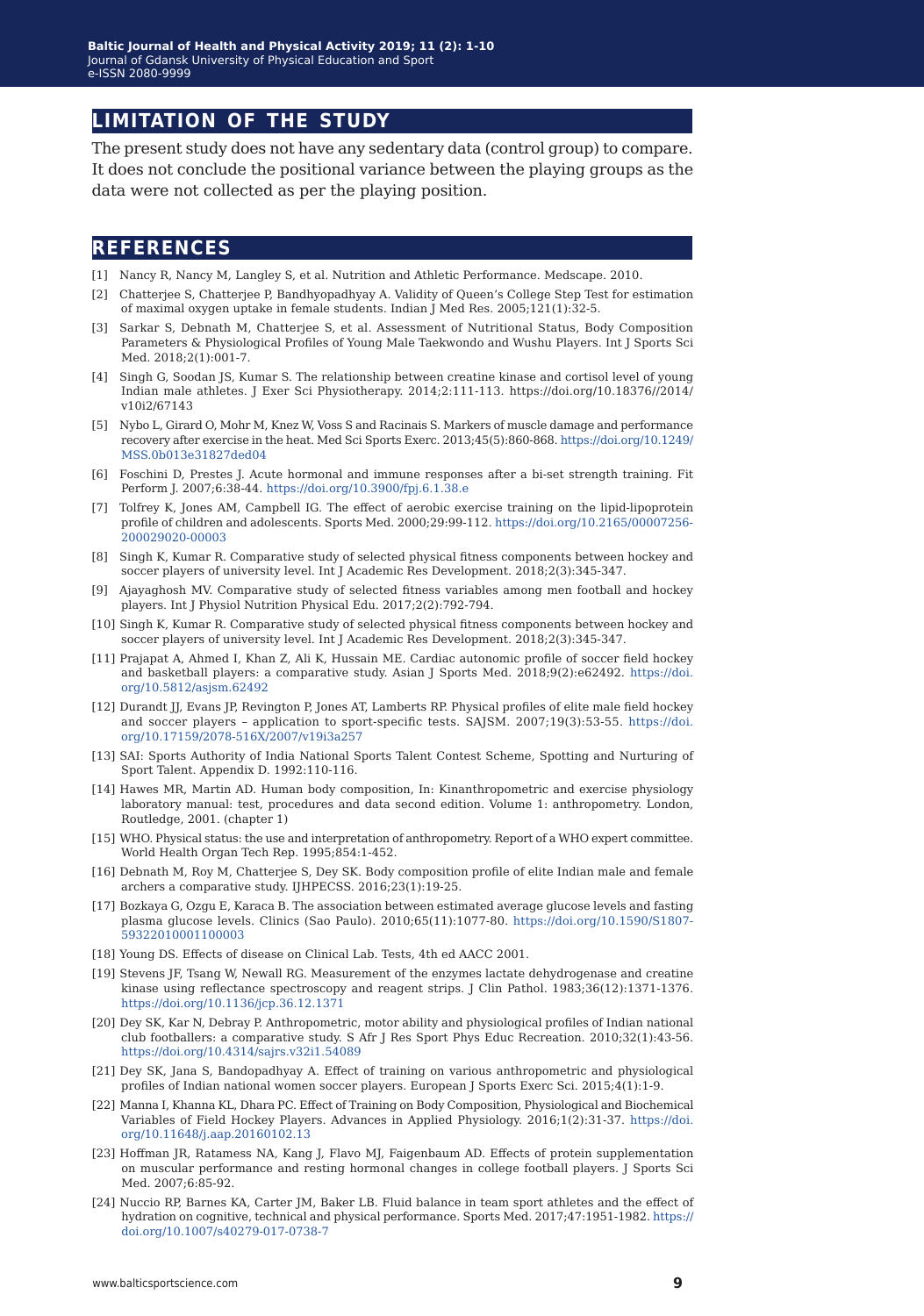## LIMITATION OF THE STUDY

The present study does not have any sedentary data (control group) to compare. It does not conclude the positional variance between the playing groups as the data were not collected as per the playing position.

## REFERENCES

[1] Nancy R, Nancy M, Langley S, et al. Nutrition and Athletic Performance. Medscape. 2010.

[2] Chatterjee S, Chatterjee P, Bandhyopadhyay A. Validity of Queen's College Step Test for estimation of maximal oxygen uptake in female students. Indian J Med Res. 2005;121(1):32-5.

[3] Sarkar S, Debnath M, Chatterjee S, et al. Assessment of Nutritional Status, Body Composition Parameters & Physiological Profiles of Young Male Taekwondo and Wushu Players. Int J Sports Sci Med. 2018;2(1):001-7.

[4] Singh G, Soodan JS, Kumar S. The relationship between creatine kinase and cortisol level of young Indian male athletes. J Exer Sci Physiotherapy. 2014;2:111-113. https://doi.org/10.18376//2014/v10i2/67143

[5] Nybo L, Girard O, Mohr M, Knez W, Voss S and Racinais S. Markers of muscle damage and performance recovery after exercise in the heat. Med Sci Sports Exerc. 2013;45(5):860-868. https://doi.org/10.1249/MSS.0b013e31827ded04

[6] Foschini D, Prestes J. Acute hormonal and immune responses after a bi-set strength training. Fit Perform J. 2007;6:38-44. https://doi.org/10.3900/fpj.6.1.38.e

[7] Tolfrey K, Jones AM, Campbell IG. The effect of aerobic exercise training on the lipid-lipoprotein profile of children and adolescents. Sports Med. 2000;29:99-112. https://doi.org/10.2165/00007256-200029020-00003

[8] Singh K, Kumar R. Comparative study of selected physical fitness components between hockey and soccer players of university level. Int J Academic Res Development. 2018;2(3):345-347.

[9] Ajayaghosh MV. Comparative study of selected fitness variables among men football and hockey players. Int J Physiol Nutrition Physical Edu. 2017;2(2):792-794.

[10] Singh K, Kumar R. Comparative study of selected physical fitness components between hockey and soccer players of university level. Int J Academic Res Development. 2018;2(3):345-347.

[11] Prajapat A, Ahmed I, Khan Z, Ali K, Hussain ME. Cardiac autonomic profile of soccer field hockey and basketball players: a comparative study. Asian J Sports Med. 2018;9(2):e62492. https://doi.org/10.5812/asjsm.62492

[12] Durandt JJ, Evans JP, Revington P, Jones AT, Lamberts RP. Physical profiles of elite male field hockey and soccer players – application to sport-specific tests. SAJSM. 2007;19(3):53-55. https://doi.org/10.17159/2078-516X/2007/v19i3a257

[13] SAI: Sports Authority of India National Sports Talent Contest Scheme, Spotting and Nurturing of Sport Talent. Appendix D. 1992:110-116.

[14] Hawes MR, Martin AD. Human body composition, In: Kinanthropometric and exercise physiology laboratory manual: test, procedures and data second edition. Volume 1: anthropometry. London, Routledge, 2001. (chapter 1)

[15] WHO. Physical status: the use and interpretation of anthropometry. Report of a WHO expert committee. World Health Organ Tech Rep. 1995;854:1-452.

[16] Debnath M, Roy M, Chatterjee S, Dey SK. Body composition profile of elite Indian male and female archers a comparative study. IJHPECSS. 2016;23(1):19-25.

[17] Bozkaya G, Ozgu E, Karaca B. The association between estimated average glucose levels and fasting plasma glucose levels. Clinics (Sao Paulo). 2010;65(11):1077-80. https://doi.org/10.1590/S1807-59322010001100003

[18] Young DS. Effects of disease on Clinical Lab. Tests, 4th ed AACC 2001.

[19] Stevens JF, Tsang W, Newall RG. Measurement of the enzymes lactate dehydrogenase and creatine kinase using reflectance spectroscopy and reagent strips. J Clin Pathol. 1983;36(12):1371-1376. https://doi.org/10.1136/jcp.36.12.1371

[20] Dey SK, Kar N, Debray P. Anthropometric, motor ability and physiological profiles of Indian national club footballers: a comparative study. S Afr J Res Sport Phys Educ Recreation. 2010;32(1):43-56. https://doi.org/10.4314/sajrs.v32i1.54089

[21] Dey SK, Jana S, Bandopadhyay A. Effect of training on various anthropometric and physiological profiles of Indian national women soccer players. European J Sports Exerc Sci. 2015;4(1):1-9.

[22] Manna I, Khanna KL, Dhara PC. Effect of Training on Body Composition, Physiological and Biochemical Variables of Field Hockey Players. Advances in Applied Physiology. 2016;1(2):31-37. https://doi.org/10.11648/j.aap.20160102.13

[23] Hoffman JR, Ratamess NA, Kang J, Flavo MJ, Faigenbaum AD. Effects of protein supplementation on muscular performance and resting hormonal changes in college football players. J Sports Sci Med. 2007;6:85-92.

[24] Nuccio RP, Barnes KA, Carter JM, Baker LB. Fluid balance in team sport athletes and the effect of hydration on cognitive, technical and physical performance. Sports Med. 2017;47:1951-1982. https://doi.org/10.1007/s40279-017-0738-7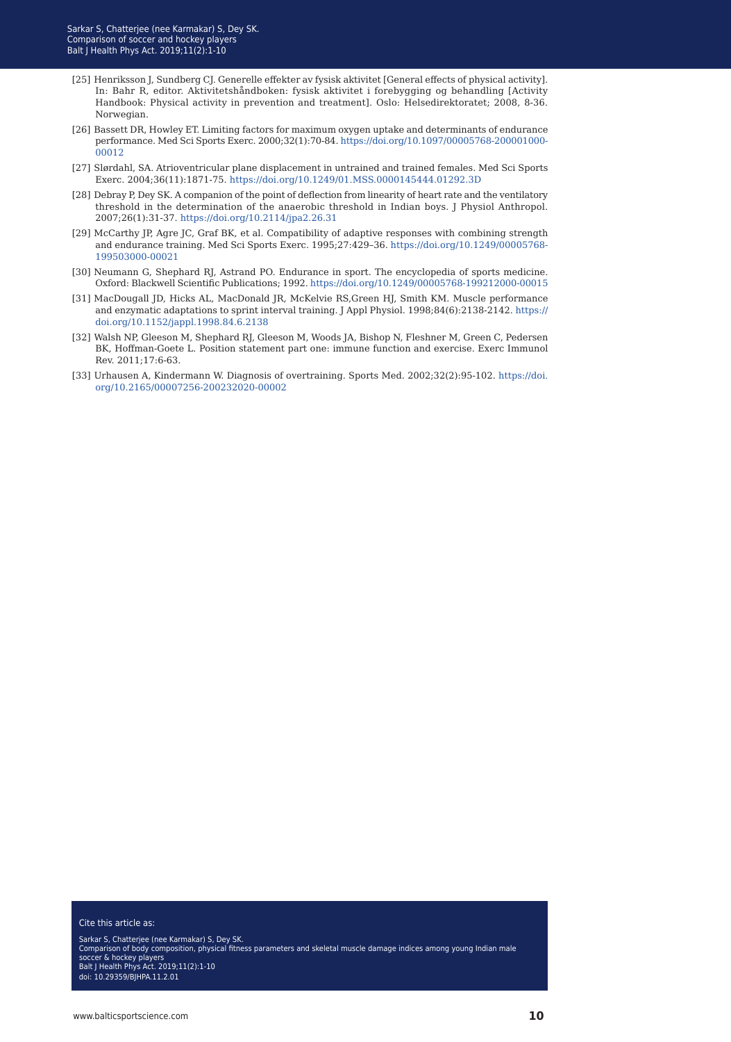[25] Henriksson J, Sundberg CJ. Generelle effekter av fysisk aktivitet [General effects of physical activity]. In: Bahr R, editor. Aktivitetshåndboken: fysisk aktivitet i forebygging og behandling [Activity Handbook: Physical activity in prevention and treatment]. Oslo: Helsedirektoratet; 2008, 8-36. Norwegian.

[26] Bassett DR, Howley ET. Limiting factors for maximum oxygen uptake and determinants of endurance performance. Med Sci Sports Exerc. 2000;32(1):70-84. https://doi.org/10.1097/00005768-200001000-00012

[27] Slørdahl, SA. Atrioventricular plane displacement in untrained and trained females. Med Sci Sports Exerc. 2004;36(11):1871-75. https://doi.org/10.1249/01.MSS.0000145444.01292.3D

[28] Debray P, Dey SK. A companion of the point of deflection from linearity of heart rate and the ventilatory threshold in the determination of the anaerobic threshold in Indian boys. J Physiol Anthropol. 2007;26(1):31-37. https://doi.org/10.2114/jpa2.26.31

[29] McCarthy JP, Agre JC, Graf BK, et al. Compatibility of adaptive responses with combining strength and endurance training. Med Sci Sports Exerc. 1995;27:429–36. https://doi.org/10.1249/00005768-199503000-00021

[30] Neumann G, Shephard RJ, Astrand PO. Endurance in sport. The encyclopedia of sports medicine. Oxford: Blackwell Scientific Publications; 1992. https://doi.org/10.1249/00005768-199212000-00015

[31] MacDougall JD, Hicks AL, MacDonald JR, McKelvie RS,Green HJ, Smith KM. Muscle performance and enzymatic adaptations to sprint interval training. J Appl Physiol. 1998;84(6):2138-2142. https://doi.org/10.1152/jappl.1998.84.6.2138

[32] Walsh NP, Gleeson M, Shephard RJ, Gleeson M, Woods JA, Bishop N, Fleshner M, Green C, Pedersen BK, Hoffman-Goete L. Position statement part one: immune function and exercise. Exerc Immunol Rev. 2011;17:6-63.

[33] Urhausen A, Kindermann W. Diagnosis of overtraining. Sports Med. 2002;32(2):95-102. https://doi.org/10.2165/00007256-200232020-00002

Cite this article as:

Sarkar S, Chatterjee (nee Karmakar) S, Dey SK.
Comparison of body composition, physical fitness parameters and skeletal muscle damage indices among young Indian male soccer & hockey players
Balt J Health Phys Act. 2019;11(2):1-10
doi: 10.29359/BJHPA.11.2.01